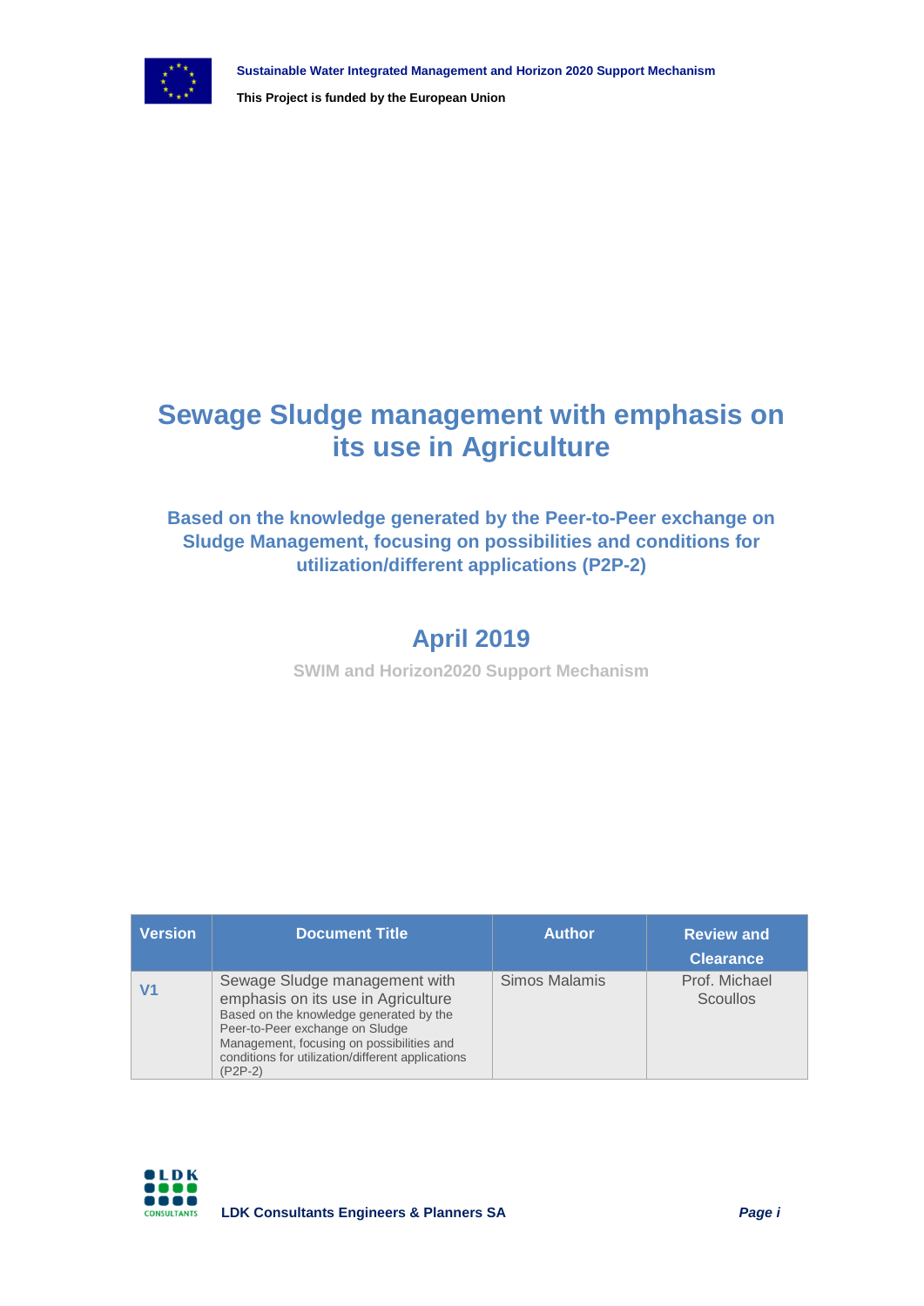Sustainable Water Integrated Management and Horizon 2020 Support Mechanism

This Project is funded by the European Union

# Sewage Sludge management with emphasis on its use in Agriculture

## Based on the knowledge generated by the Peer-to-Peer exchange on Sludge Management, focusing on possibilities and conditions for utilization/different applications (P2P-2)

## April 2019

SWIM and Horizon2020 Support Mechanism

| Version | Document Title | Author | Review and Clearance |
|---|---|---|---|
| V1 | Sewage Sludge management with emphasis on its use in Agriculture Based on the knowledge generated by the Peer-to-Peer exchange on Sludge Management, focusing on possibilities and conditions for utilization/different applications (P2P-2) | Simos Malamis | Prof. Michael Scoullos |

LDK Consultants Engineers & Planners SA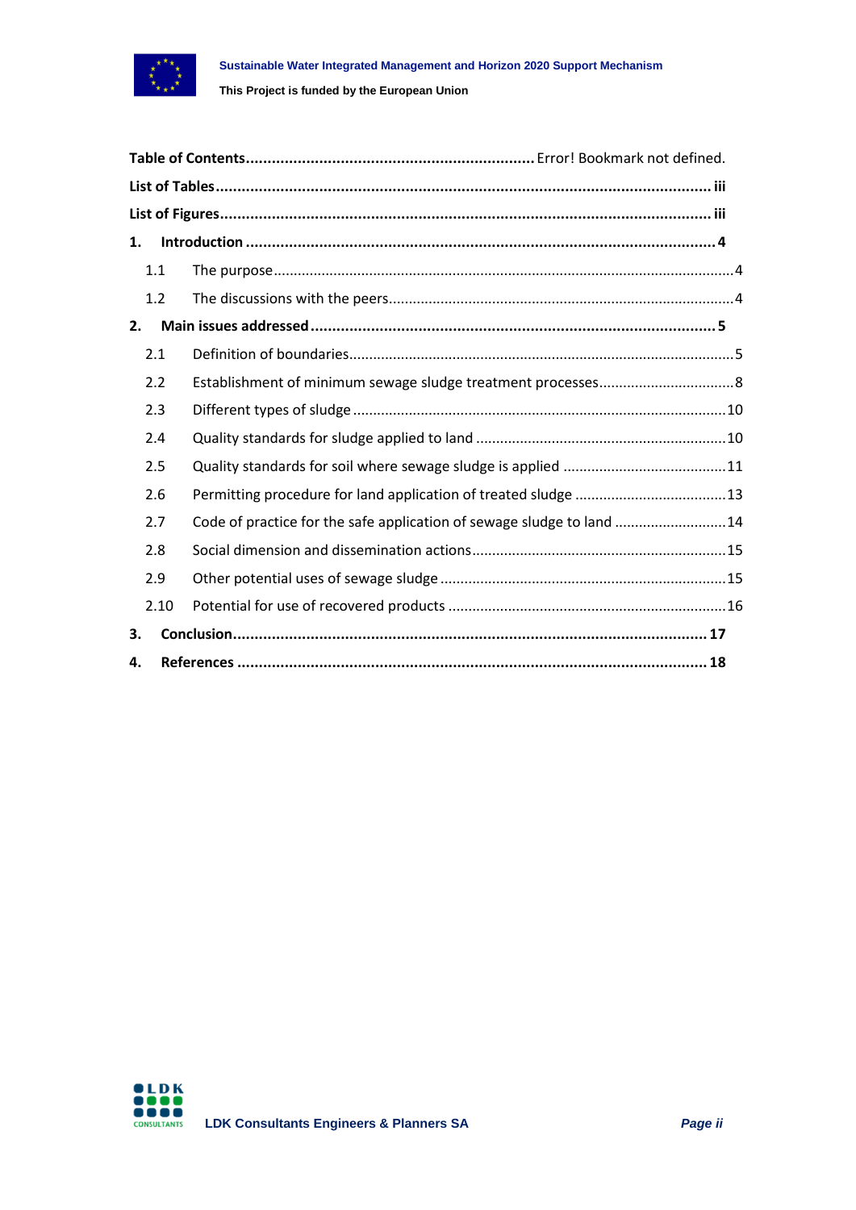**Table of Contents** .................................................................. Error! Bookmark not defined.

**List of Tables** ......................................................................................................... iii

**List of Figures** ........................................................................................................ iii

**1. Introduction** ........................................................................................................ 4

1.1 The purpose ................................................................................................................ 4

1.2 The discussions with the peers ..................................................................................... 4

**2. Main issues addressed** ........................................................................................... 5

2.1 Definition of boundaries ............................................................................................... 5

2.2 Establishment of minimum sewage sludge treatment processes ................................. 8

2.3 Different types of sludge ............................................................................................. 10

2.4 Quality standards for sludge applied to land .............................................................. 10

2.5 Quality standards for soil where sewage sludge is applied ......................................... 11

2.6 Permitting procedure for land application of treated sludge ...................................... 13

2.7 Code of practice for the safe application of sewage sludge to land ............................ 14

2.8 Social dimension and dissemination actions ............................................................... 15

2.9 Other potential uses of sewage sludge ........................................................................ 15

2.10 Potential for use of recovered products ..................................................................... 16

**3. Conclusion** ........................................................................................................... 17

**4. References** ........................................................................................................... 18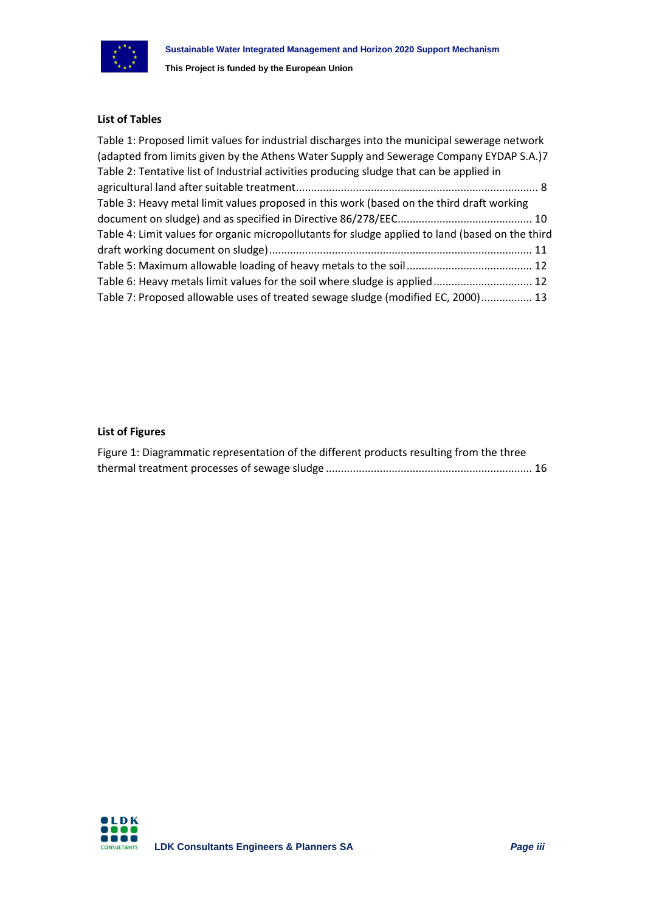**List of Tables**

Table 1: Proposed limit values for industrial discharges into the municipal sewerage network (adapted from limits given by the Athens Water Supply and Sewerage Company EYDAP S.A.)7

Table 2: Tentative list of Industrial activities producing sludge that can be applied in agricultural land after suitable treatment ............................................................................... 8

Table 3: Heavy metal limit values proposed in this work (based on the third draft working document on sludge) and as specified in Directive 86/278/EEC............................................ 10

Table 4: Limit values for organic micropollutants for sludge applied to land (based on the third draft working document on sludge) ...................................................................................... 11

Table 5: Maximum allowable loading of heavy metals to the soil ......................................... 12

Table 6: Heavy metals limit values for the soil where sludge is applied ................................ 12

Table 7: Proposed allowable uses of treated sewage sludge (modified EC, 2000) ................ 13

**List of Figures**

Figure 1: Diagrammatic representation of the different products resulting from the three thermal treatment processes of sewage sludge .................................................................... 16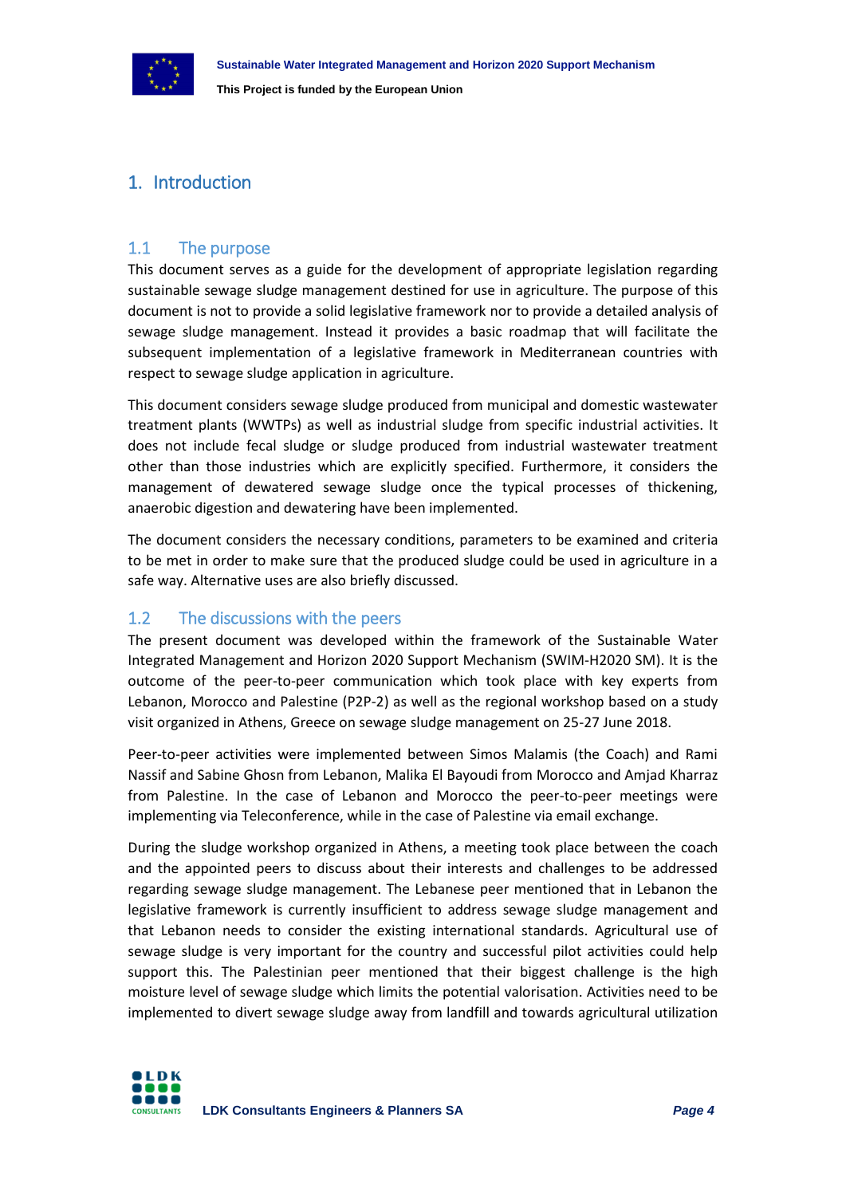# 1. Introduction

## 1.1 The purpose

This document serves as a guide for the development of appropriate legislation regarding sustainable sewage sludge management destined for use in agriculture. The purpose of this document is not to provide a solid legislative framework nor to provide a detailed analysis of sewage sludge management. Instead it provides a basic roadmap that will facilitate the subsequent implementation of a legislative framework in Mediterranean countries with respect to sewage sludge application in agriculture.

This document considers sewage sludge produced from municipal and domestic wastewater treatment plants (WWTPs) as well as industrial sludge from specific industrial activities. It does not include fecal sludge or sludge produced from industrial wastewater treatment other than those industries which are explicitly specified. Furthermore, it considers the management of dewatered sewage sludge once the typical processes of thickening, anaerobic digestion and dewatering have been implemented.

The document considers the necessary conditions, parameters to be examined and criteria to be met in order to make sure that the produced sludge could be used in agriculture in a safe way. Alternative uses are also briefly discussed.

## 1.2 The discussions with the peers

The present document was developed within the framework of the Sustainable Water Integrated Management and Horizon 2020 Support Mechanism (SWIM-H2020 SM). It is the outcome of the peer-to-peer communication which took place with key experts from Lebanon, Morocco and Palestine (P2P-2) as well as the regional workshop based on a study visit organized in Athens, Greece on sewage sludge management on 25-27 June 2018.

Peer-to-peer activities were implemented between Simos Malamis (the Coach) and Rami Nassif and Sabine Ghosn from Lebanon, Malika El Bayoudi from Morocco and Amjad Kharraz from Palestine. In the case of Lebanon and Morocco the peer-to-peer meetings were implementing via Teleconference, while in the case of Palestine via email exchange.

During the sludge workshop organized in Athens, a meeting took place between the coach and the appointed peers to discuss about their interests and challenges to be addressed regarding sewage sludge management. The Lebanese peer mentioned that in Lebanon the legislative framework is currently insufficient to address sewage sludge management and that Lebanon needs to consider the existing international standards. Agricultural use of sewage sludge is very important for the country and successful pilot activities could help support this. The Palestinian peer mentioned that their biggest challenge is the high moisture level of sewage sludge which limits the potential valorisation. Activities need to be implemented to divert sewage sludge away from landfill and towards agricultural utilization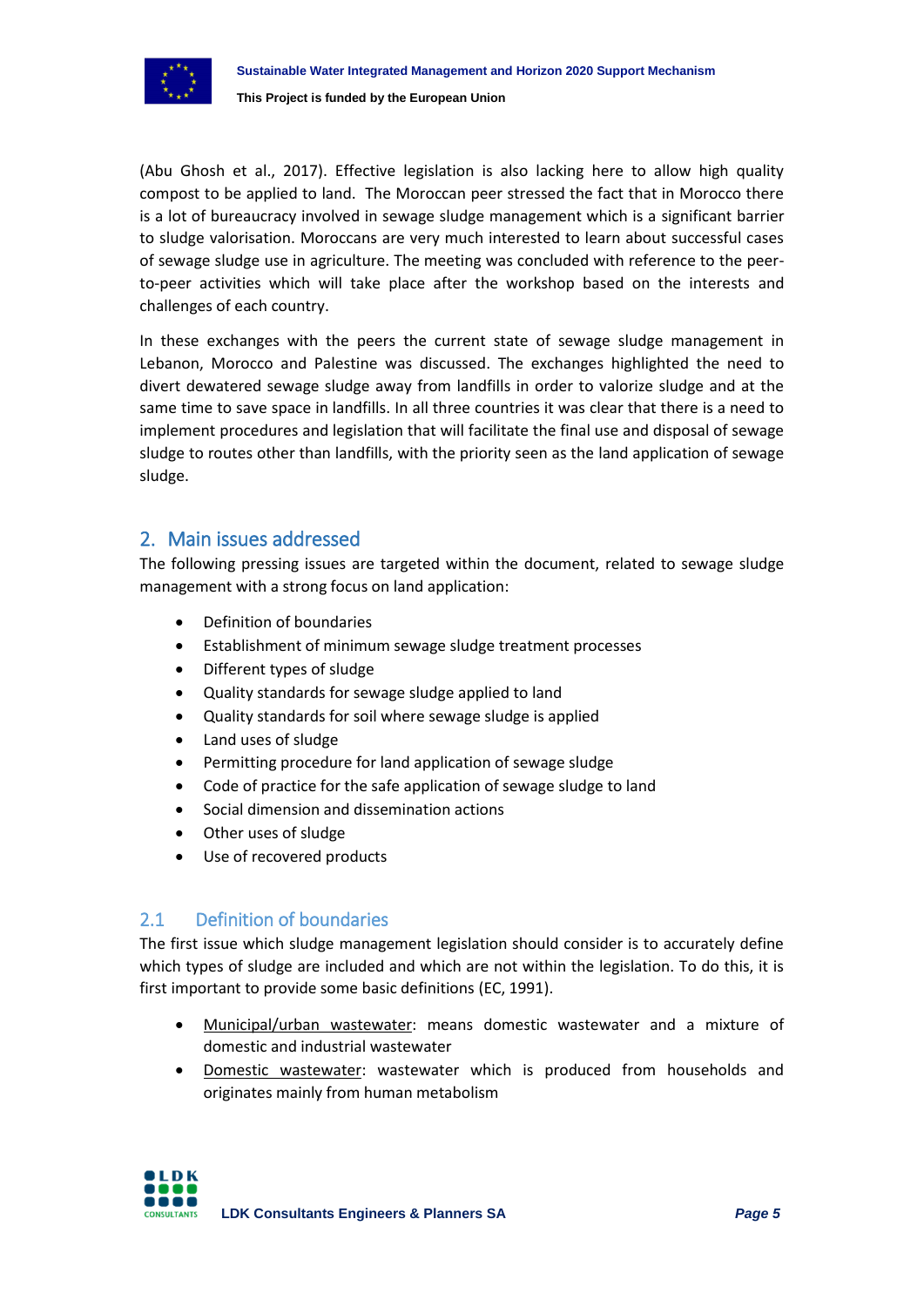(Abu Ghosh et al., 2017). Effective legislation is also lacking here to allow high quality compost to be applied to land. The Moroccan peer stressed the fact that in Morocco there is a lot of bureaucracy involved in sewage sludge management which is a significant barrier to sludge valorisation. Moroccans are very much interested to learn about successful cases of sewage sludge use in agriculture. The meeting was concluded with reference to the peer-to-peer activities which will take place after the workshop based on the interests and challenges of each country.

In these exchanges with the peers the current state of sewage sludge management in Lebanon, Morocco and Palestine was discussed. The exchanges highlighted the need to divert dewatered sewage sludge away from landfills in order to valorize sludge and at the same time to save space in landfills. In all three countries it was clear that there is a need to implement procedures and legislation that will facilitate the final use and disposal of sewage sludge to routes other than landfills, with the priority seen as the land application of sewage sludge.

## 2. Main issues addressed

The following pressing issues are targeted within the document, related to sewage sludge management with a strong focus on land application:

- Definition of boundaries
- Establishment of minimum sewage sludge treatment processes
- Different types of sludge
- Quality standards for sewage sludge applied to land
- Quality standards for soil where sewage sludge is applied
- Land uses of sludge
- Permitting procedure for land application of sewage sludge
- Code of practice for the safe application of sewage sludge to land
- Social dimension and dissemination actions
- Other uses of sludge
- Use of recovered products

### 2.1 Definition of boundaries

The first issue which sludge management legislation should consider is to accurately define which types of sludge are included and which are not within the legislation. To do this, it is first important to provide some basic definitions (EC, 1991).

- Municipal/urban wastewater: means domestic wastewater and a mixture of domestic and industrial wastewater
- Domestic wastewater: wastewater which is produced from households and originates mainly from human metabolism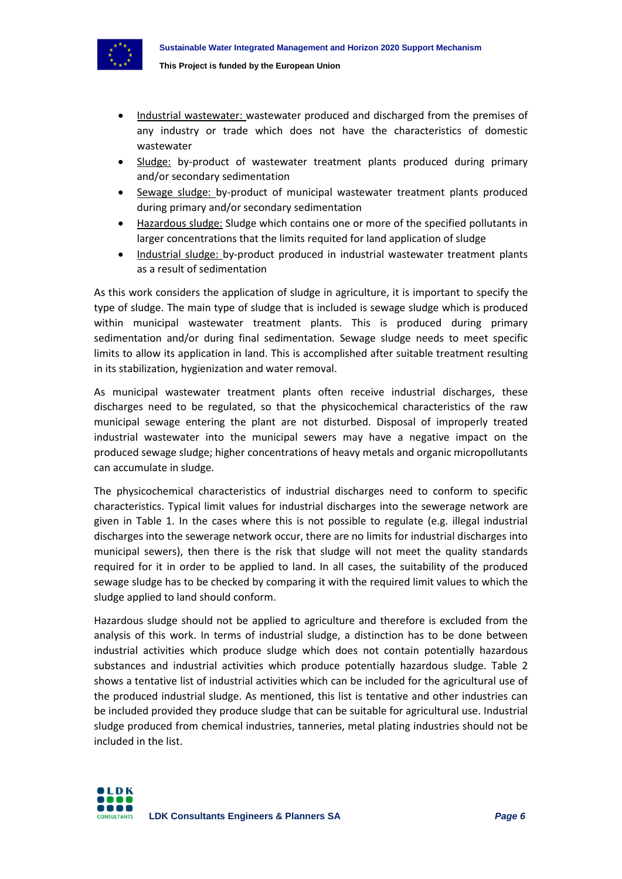- Industrial wastewater: wastewater produced and discharged from the premises of any industry or trade which does not have the characteristics of domestic wastewater
- Sludge: by-product of wastewater treatment plants produced during primary and/or secondary sedimentation
- Sewage sludge: by-product of municipal wastewater treatment plants produced during primary and/or secondary sedimentation
- Hazardous sludge: Sludge which contains one or more of the specified pollutants in larger concentrations that the limits requited for land application of sludge
- Industrial sludge: by-product produced in industrial wastewater treatment plants as a result of sedimentation

As this work considers the application of sludge in agriculture, it is important to specify the type of sludge. The main type of sludge that is included is sewage sludge which is produced within municipal wastewater treatment plants. This is produced during primary sedimentation and/or during final sedimentation. Sewage sludge needs to meet specific limits to allow its application in land. This is accomplished after suitable treatment resulting in its stabilization, hygienization and water removal.

As municipal wastewater treatment plants often receive industrial discharges, these discharges need to be regulated, so that the physicochemical characteristics of the raw municipal sewage entering the plant are not disturbed. Disposal of improperly treated industrial wastewater into the municipal sewers may have a negative impact on the produced sewage sludge; higher concentrations of heavy metals and organic micropollutants can accumulate in sludge.

The physicochemical characteristics of industrial discharges need to conform to specific characteristics. Typical limit values for industrial discharges into the sewerage network are given in Table 1. In the cases where this is not possible to regulate (e.g. illegal industrial discharges into the sewerage network occur, there are no limits for industrial discharges into municipal sewers), then there is the risk that sludge will not meet the quality standards required for it in order to be applied to land. In all cases, the suitability of the produced sewage sludge has to be checked by comparing it with the required limit values to which the sludge applied to land should conform.

Hazardous sludge should not be applied to agriculture and therefore is excluded from the analysis of this work. In terms of industrial sludge, a distinction has to be done between industrial activities which produce sludge which does not contain potentially hazardous substances and industrial activities which produce potentially hazardous sludge. Table 2 shows a tentative list of industrial activities which can be included for the agricultural use of the produced industrial sludge. As mentioned, this list is tentative and other industries can be included provided they produce sludge that can be suitable for agricultural use. Industrial sludge produced from chemical industries, tanneries, metal plating industries should not be included in the list.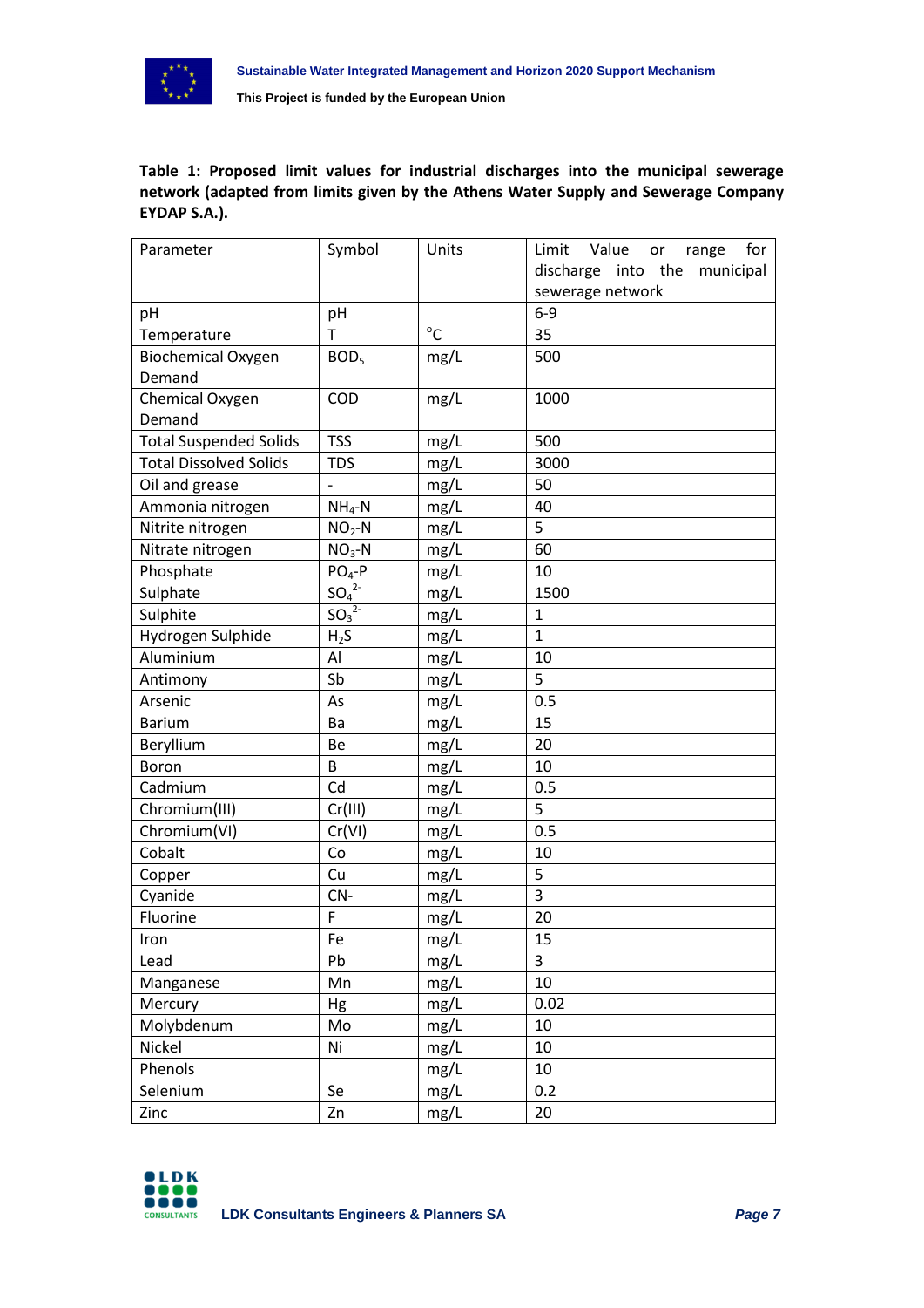**Table 1: Proposed limit values for industrial discharges into the municipal sewerage network (adapted from limits given by the Athens Water Supply and Sewerage Company EYDAP S.A.).**

| Parameter | Symbol | Units | Limit Value or range for discharge into the municipal sewerage network |
|---|---|---|---|
| pH | pH | | 6-9 |
| Temperature | T | °C | 35 |
| Biochemical Oxygen Demand | $BOD_5$ | mg/L | 500 |
| Chemical Oxygen Demand | COD | mg/L | 1000 |
| Total Suspended Solids | TSS | mg/L | 500 |
| Total Dissolved Solids | TDS | mg/L | 3000 |
| Oil and grease | - | mg/L | 50 |
| Ammonia nitrogen | $NH_4$-N | mg/L | 40 |
| Nitrite nitrogen | $NO_2$-N | mg/L | 5 |
| Nitrate nitrogen | $NO_3$-N | mg/L | 60 |
| Phosphate | $PO_4$-P | mg/L | 10 |
| Sulphate | $SO_4^{2-}$ | mg/L | 1500 |
| Sulphite | $SO_3^{2-}$ | mg/L | 1 |
| Hydrogen Sulphide | $H_2S$ | mg/L | 1 |
| Aluminium | Al | mg/L | 10 |
| Antimony | Sb | mg/L | 5 |
| Arsenic | As | mg/L | 0.5 |
| Barium | Ba | mg/L | 15 |
| Beryllium | Be | mg/L | 20 |
| Boron | B | mg/L | 10 |
| Cadmium | Cd | mg/L | 0.5 |
| Chromium(III) | Cr(III) | mg/L | 5 |
| Chromium(VI) | Cr(VI) | mg/L | 0.5 |
| Cobalt | Co | mg/L | 10 |
| Copper | Cu | mg/L | 5 |
| Cyanide | CN- | mg/L | 3 |
| Fluorine | F | mg/L | 20 |
| Iron | Fe | mg/L | 15 |
| Lead | Pb | mg/L | 3 |
| Manganese | Mn | mg/L | 10 |
| Mercury | Hg | mg/L | 0.02 |
| Molybdenum | Mo | mg/L | 10 |
| Nickel | Ni | mg/L | 10 |
| Phenols | | mg/L | 10 |
| Selenium | Se | mg/L | 0.2 |
| Zinc | Zn | mg/L | 20 |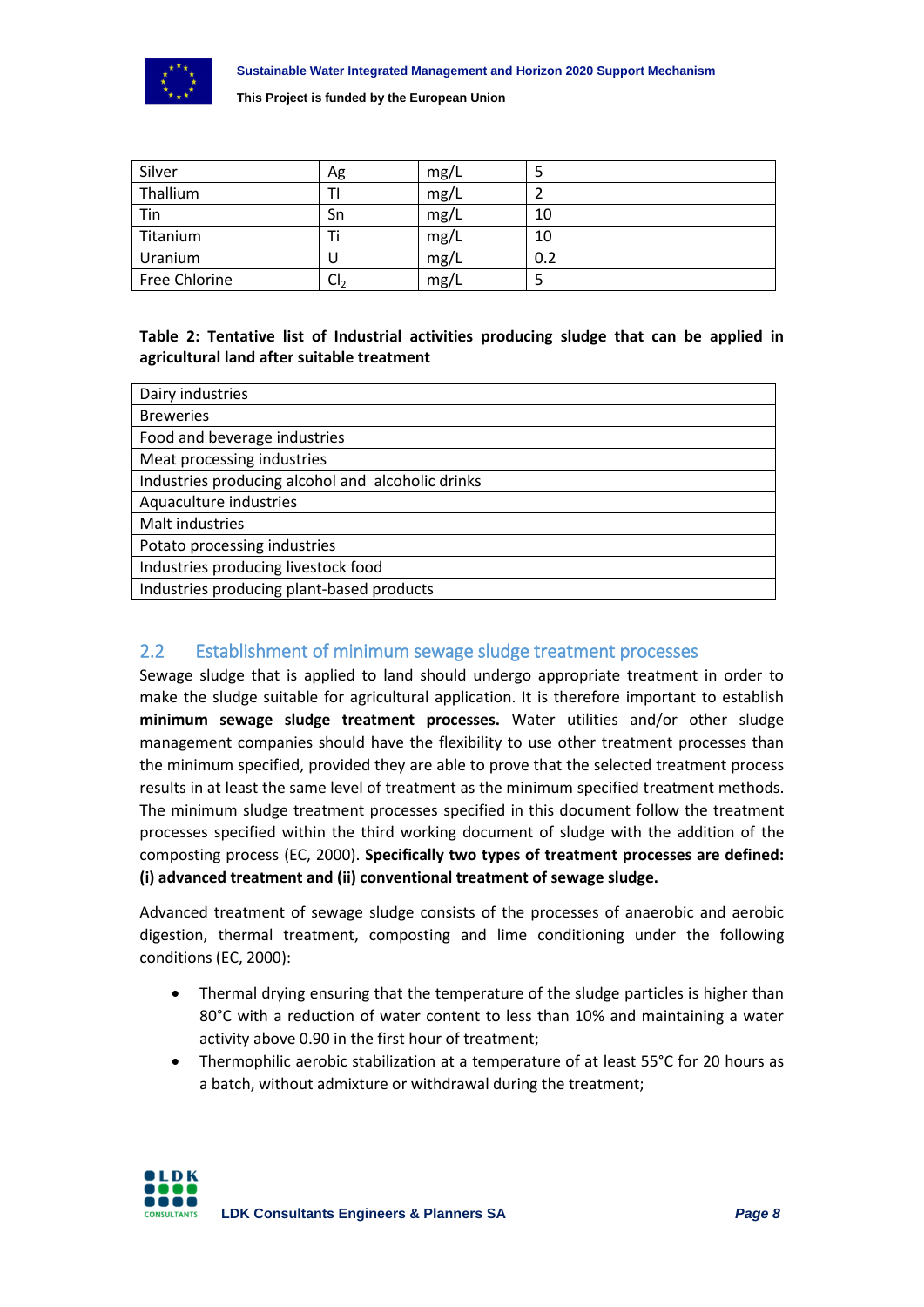| | | | |
|---|---|---|---|
| Silver | Ag | mg/L | 5 |
| Thallium | Tl | mg/L | 2 |
| Tin | Sn | mg/L | 10 |
| Titanium | Ti | mg/L | 10 |
| Uranium | U | mg/L | 0.2 |
| Free Chlorine | $Cl_2$ | mg/L | 5 |

**Table 2: Tentative list of Industrial activities producing sludge that can be applied in agricultural land after suitable treatment**

| |
|---|
| Dairy industries |
| Breweries |
| Food and beverage industries |
| Meat processing industries |
| Industries producing alcohol and alcoholic drinks |
| Aquaculture industries |
| Malt industries |
| Potato processing industries |
| Industries producing livestock food |
| Industries producing plant-based products |

## 2.2 Establishment of minimum sewage sludge treatment processes

Sewage sludge that is applied to land should undergo appropriate treatment in order to make the sludge suitable for agricultural application. It is therefore important to establish **minimum sewage sludge treatment processes.** Water utilities and/or other sludge management companies should have the flexibility to use other treatment processes than the minimum specified, provided they are able to prove that the selected treatment process results in at least the same level of treatment as the minimum specified treatment methods. The minimum sludge treatment processes specified in this document follow the treatment processes specified within the third working document of sludge with the addition of the composting process (EC, 2000). **Specifically two types of treatment processes are defined: (i) advanced treatment and (ii) conventional treatment of sewage sludge.**

Advanced treatment of sewage sludge consists of the processes of anaerobic and aerobic digestion, thermal treatment, composting and lime conditioning under the following conditions (EC, 2000):

- Thermal drying ensuring that the temperature of the sludge particles is higher than 80°C with a reduction of water content to less than 10% and maintaining a water activity above 0.90 in the first hour of treatment;
- Thermophilic aerobic stabilization at a temperature of at least 55°C for 20 hours as a batch, without admixture or withdrawal during the treatment;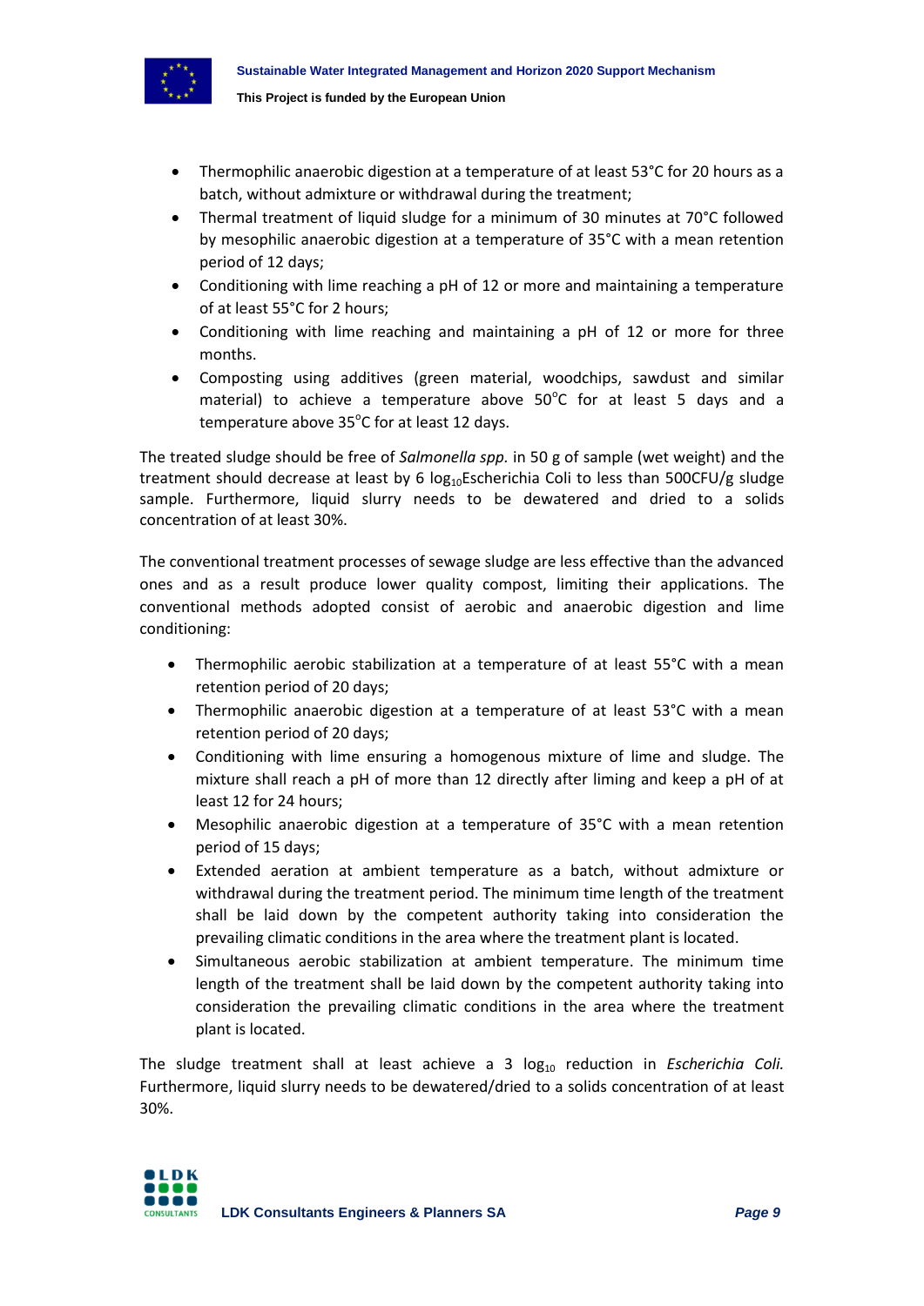- Thermophilic anaerobic digestion at a temperature of at least 53°C for 20 hours as a batch, without admixture or withdrawal during the treatment;
- Thermal treatment of liquid sludge for a minimum of 30 minutes at 70°C followed by mesophilic anaerobic digestion at a temperature of 35°C with a mean retention period of 12 days;
- Conditioning with lime reaching a pH of 12 or more and maintaining a temperature of at least 55°C for 2 hours;
- Conditioning with lime reaching and maintaining a pH of 12 or more for three months.
- Composting using additives (green material, woodchips, sawdust and similar material) to achieve a temperature above 50°C for at least 5 days and a temperature above 35°C for at least 12 days.

The treated sludge should be free of *Salmonella spp.* in 50 g of sample (wet weight) and the treatment should decrease at least by 6 $\log_{10}$Escherichia Coli to less than 500CFU/g sludge sample. Furthermore, liquid slurry needs to be dewatered and dried to a solids concentration of at least 30%.

The conventional treatment processes of sewage sludge are less effective than the advanced ones and as a result produce lower quality compost, limiting their applications. The conventional methods adopted consist of aerobic and anaerobic digestion and lime conditioning:

- Thermophilic aerobic stabilization at a temperature of at least 55°C with a mean retention period of 20 days;
- Thermophilic anaerobic digestion at a temperature of at least 53°C with a mean retention period of 20 days;
- Conditioning with lime ensuring a homogenous mixture of lime and sludge. The mixture shall reach a pH of more than 12 directly after liming and keep a pH of at least 12 for 24 hours;
- Mesophilic anaerobic digestion at a temperature of 35°C with a mean retention period of 15 days;
- Extended aeration at ambient temperature as a batch, without admixture or withdrawal during the treatment period. The minimum time length of the treatment shall be laid down by the competent authority taking into consideration the prevailing climatic conditions in the area where the treatment plant is located.
- Simultaneous aerobic stabilization at ambient temperature. The minimum time length of the treatment shall be laid down by the competent authority taking into consideration the prevailing climatic conditions in the area where the treatment plant is located.

The sludge treatment shall at least achieve a 3 $\log_{10}$ reduction in *Escherichia Coli.* Furthermore, liquid slurry needs to be dewatered/dried to a solids concentration of at least 30%.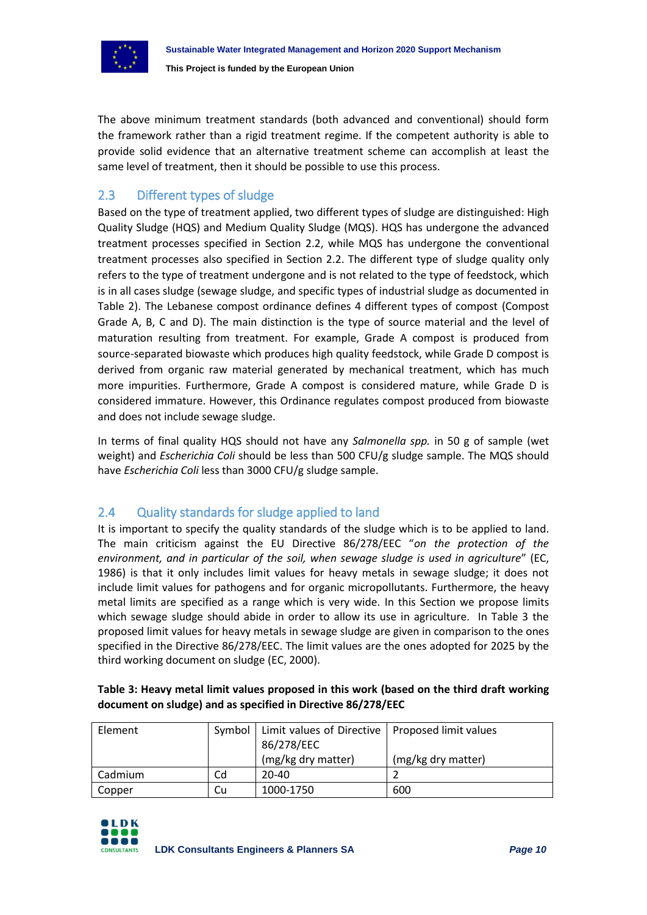The above minimum treatment standards (both advanced and conventional) should form the framework rather than a rigid treatment regime. If the competent authority is able to provide solid evidence that an alternative treatment scheme can accomplish at least the same level of treatment, then it should be possible to use this process.

## 2.3 Different types of sludge

Based on the type of treatment applied, two different types of sludge are distinguished: High Quality Sludge (HQS) and Medium Quality Sludge (MQS). HQS has undergone the advanced treatment processes specified in Section 2.2, while MQS has undergone the conventional treatment processes also specified in Section 2.2. The different type of sludge quality only refers to the type of treatment undergone and is not related to the type of feedstock, which is in all cases sludge (sewage sludge, and specific types of industrial sludge as documented in Table 2). The Lebanese compost ordinance defines 4 different types of compost (Compost Grade A, B, C and D). The main distinction is the type of source material and the level of maturation resulting from treatment. For example, Grade A compost is produced from source-separated biowaste which produces high quality feedstock, while Grade D compost is derived from organic raw material generated by mechanical treatment, which has much more impurities. Furthermore, Grade A compost is considered mature, while Grade D is considered immature. However, this Ordinance regulates compost produced from biowaste and does not include sewage sludge.

In terms of final quality HQS should not have any *Salmonella spp.* in 50 g of sample (wet weight) and *Escherichia Coli* should be less than 500 CFU/g sludge sample. The MQS should have *Escherichia Coli* less than 3000 CFU/g sludge sample.

## 2.4 Quality standards for sludge applied to land

It is important to specify the quality standards of the sludge which is to be applied to land. The main criticism against the EU Directive 86/278/EEC "*on the protection of the environment, and in particular of the soil, when sewage sludge is used in agriculture*" (EC, 1986) is that it only includes limit values for heavy metals in sewage sludge; it does not include limit values for pathogens and for organic micropollutants. Furthermore, the heavy metal limits are specified as a range which is very wide. In this Section we propose limits which sewage sludge should abide in order to allow its use in agriculture. In Table 3 the proposed limit values for heavy metals in sewage sludge are given in comparison to the ones specified in the Directive 86/278/EEC. The limit values are the ones adopted for 2025 by the third working document on sludge (EC, 2000).

**Table 3: Heavy metal limit values proposed in this work (based on the third draft working document on sludge) and as specified in Directive 86/278/EEC**

| Element | Symbol | Limit values of Directive 86/278/EEC (mg/kg dry matter) | Proposed limit values (mg/kg dry matter) |
|---|---|---|---|
| Cadmium | Cd | 20-40 | 2 |
| Copper | Cu | 1000-1750 | 600 |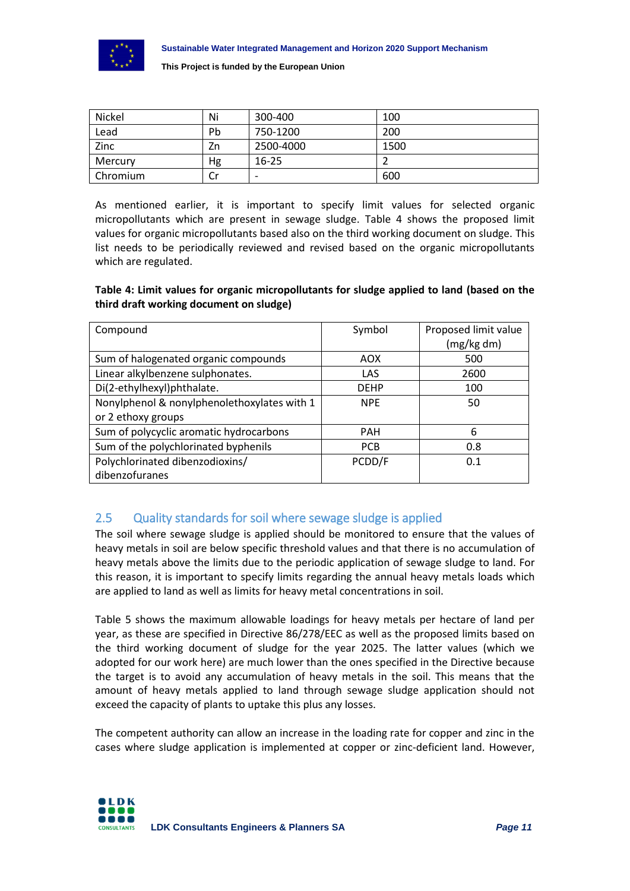| | | | |
|---|---|---|---|
| Nickel | Ni | 300-400 | 100 |
| Lead | Pb | 750-1200 | 200 |
| Zinc | Zn | 2500-4000 | 1500 |
| Mercury | Hg | 16-25 | 2 |
| Chromium | Cr | - | 600 |

As mentioned earlier, it is important to specify limit values for selected organic micropollutants which are present in sewage sludge. Table 4 shows the proposed limit values for organic micropollutants based also on the third working document on sludge. This list needs to be periodically reviewed and revised based on the organic micropollutants which are regulated.

**Table 4: Limit values for organic micropollutants for sludge applied to land (based on the third draft working document on sludge)**

| Compound | Symbol | Proposed limit value (mg/kg dm) |
|---|---|---|
| Sum of halogenated organic compounds | AOX | 500 |
| Linear alkylbenzene sulphonates. | LAS | 2600 |
| Di(2-ethylhexyl)phthalate. | DEHP | 100 |
| Nonylphenol & nonylphenolethoxylates with 1 or 2 ethoxy groups | NPE | 50 |
| Sum of polycyclic aromatic hydrocarbons | PAH | 6 |
| Sum of the polychlorinated byphenils | PCB | 0.8 |
| Polychlorinated dibenzodioxins/ dibenzofuranes | PCDD/F | 0.1 |

## 2.5 Quality standards for soil where sewage sludge is applied

The soil where sewage sludge is applied should be monitored to ensure that the values of heavy metals in soil are below specific threshold values and that there is no accumulation of heavy metals above the limits due to the periodic application of sewage sludge to land. For this reason, it is important to specify limits regarding the annual heavy metals loads which are applied to land as well as limits for heavy metal concentrations in soil.

Table 5 shows the maximum allowable loadings for heavy metals per hectare of land per year, as these are specified in Directive 86/278/EEC as well as the proposed limits based on the third working document of sludge for the year 2025. The latter values (which we adopted for our work here) are much lower than the ones specified in the Directive because the target is to avoid any accumulation of heavy metals in the soil. This means that the amount of heavy metals applied to land through sewage sludge application should not exceed the capacity of plants to uptake this plus any losses.

The competent authority can allow an increase in the loading rate for copper and zinc in the cases where sludge application is implemented at copper or zinc-deficient land. However,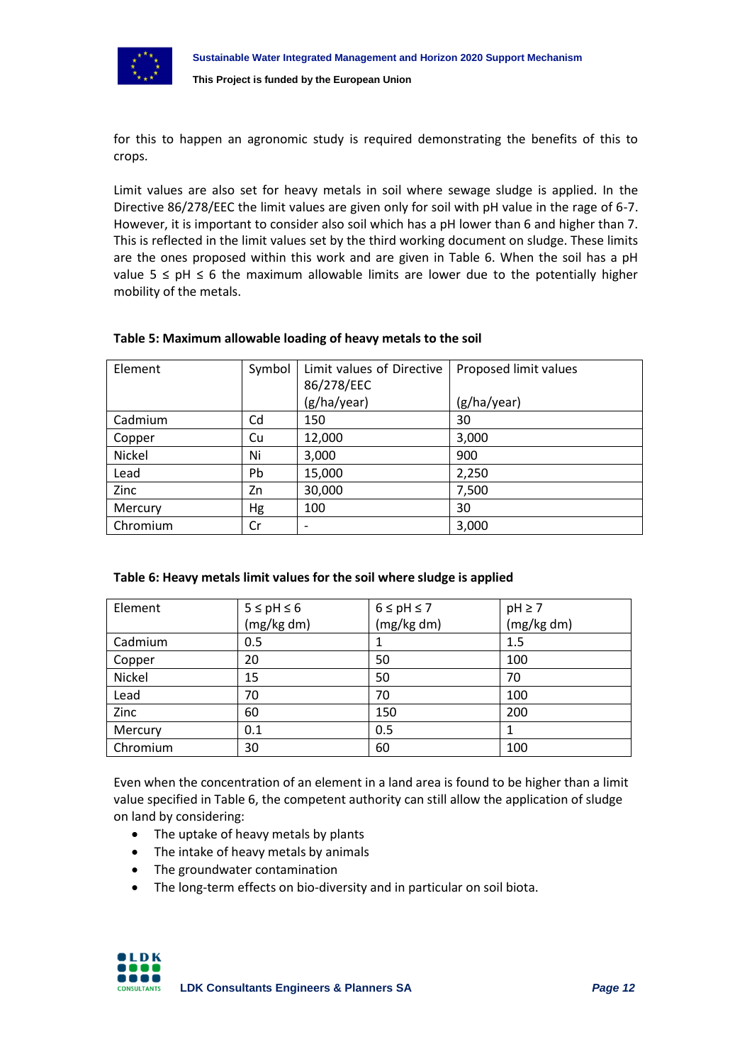for this to happen an agronomic study is required demonstrating the benefits of this to crops.

Limit values are also set for heavy metals in soil where sewage sludge is applied. In the Directive 86/278/EEC the limit values are given only for soil with pH value in the rage of 6-7. However, it is important to consider also soil which has a pH lower than 6 and higher than 7. This is reflected in the limit values set by the third working document on sludge. These limits are the ones proposed within this work and are given in Table 6. When the soil has a pH value 5 ≤ pH ≤ 6 the maximum allowable limits are lower due to the potentially higher mobility of the metals.

**Table 5: Maximum allowable loading of heavy metals to the soil**

| Element | Symbol | Limit values of Directive 86/278/EEC (g/ha/year) | Proposed limit values (g/ha/year) |
|---|---|---|---|
| Cadmium | Cd | 150 | 30 |
| Copper | Cu | 12,000 | 3,000 |
| Nickel | Ni | 3,000 | 900 |
| Lead | Pb | 15,000 | 2,250 |
| Zinc | Zn | 30,000 | 7,500 |
| Mercury | Hg | 100 | 30 |
| Chromium | Cr | - | 3,000 |

**Table 6: Heavy metals limit values for the soil where sludge is applied**

| Element | 5 ≤ pH ≤ 6 (mg/kg dm) | 6 ≤ pH ≤ 7 (mg/kg dm) | pH ≥ 7 (mg/kg dm) |
|---|---|---|---|
| Cadmium | 0.5 | 1 | 1.5 |
| Copper | 20 | 50 | 100 |
| Nickel | 15 | 50 | 70 |
| Lead | 70 | 70 | 100 |
| Zinc | 60 | 150 | 200 |
| Mercury | 0.1 | 0.5 | 1 |
| Chromium | 30 | 60 | 100 |

Even when the concentration of an element in a land area is found to be higher than a limit value specified in Table 6, the competent authority can still allow the application of sludge on land by considering:

- The uptake of heavy metals by plants
- The intake of heavy metals by animals
- The groundwater contamination
- The long-term effects on bio-diversity and in particular on soil biota.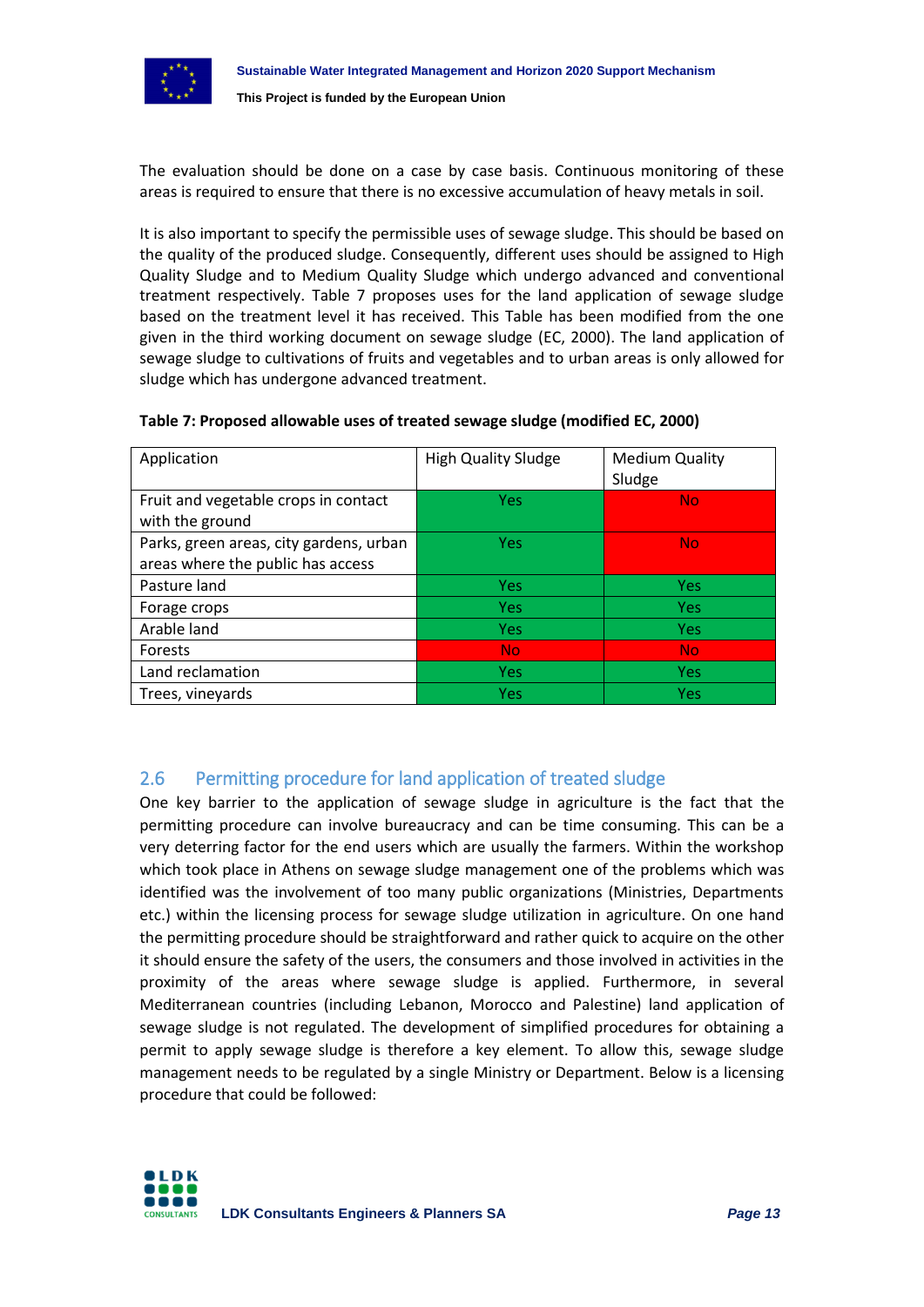The evaluation should be done on a case by case basis. Continuous monitoring of these areas is required to ensure that there is no excessive accumulation of heavy metals in soil.

It is also important to specify the permissible uses of sewage sludge. This should be based on the quality of the produced sludge. Consequently, different uses should be assigned to High Quality Sludge and to Medium Quality Sludge which undergo advanced and conventional treatment respectively. Table 7 proposes uses for the land application of sewage sludge based on the treatment level it has received. This Table has been modified from the one given in the third working document on sewage sludge (EC, 2000). The land application of sewage sludge to cultivations of fruits and vegetables and to urban areas is only allowed for sludge which has undergone advanced treatment.

**Table 7: Proposed allowable uses of treated sewage sludge (modified EC, 2000)**

| Application | High Quality Sludge | Medium Quality Sludge |
|---|---|---|
| Fruit and vegetable crops in contact with the ground | Yes | No |
| Parks, green areas, city gardens, urban areas where the public has access | Yes | No |
| Pasture land | Yes | Yes |
| Forage crops | Yes | Yes |
| Arable land | Yes | Yes |
| Forests | No | No |
| Land reclamation | Yes | Yes |
| Trees, vineyards | Yes | Yes |

## 2.6 Permitting procedure for land application of treated sludge

One key barrier to the application of sewage sludge in agriculture is the fact that the permitting procedure can involve bureaucracy and can be time consuming. This can be a very deterring factor for the end users which are usually the farmers. Within the workshop which took place in Athens on sewage sludge management one of the problems which was identified was the involvement of too many public organizations (Ministries, Departments etc.) within the licensing process for sewage sludge utilization in agriculture. On one hand the permitting procedure should be straightforward and rather quick to acquire on the other it should ensure the safety of the users, the consumers and those involved in activities in the proximity of the areas where sewage sludge is applied. Furthermore, in several Mediterranean countries (including Lebanon, Morocco and Palestine) land application of sewage sludge is not regulated. The development of simplified procedures for obtaining a permit to apply sewage sludge is therefore a key element. To allow this, sewage sludge management needs to be regulated by a single Ministry or Department. Below is a licensing procedure that could be followed: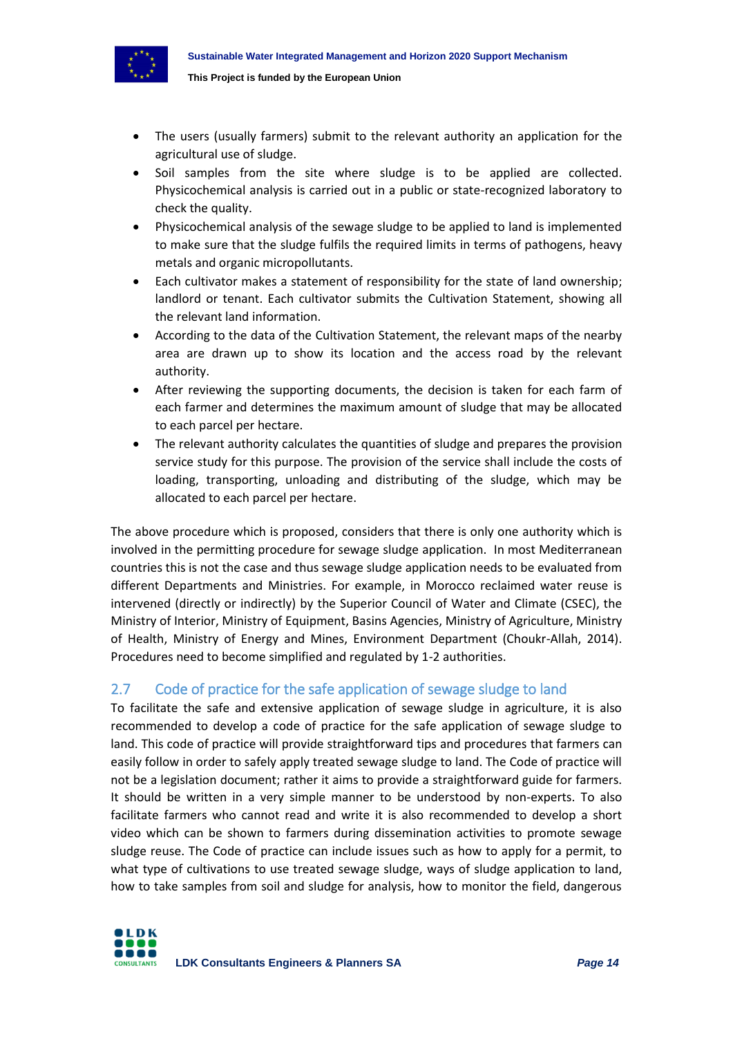- The users (usually farmers) submit to the relevant authority an application for the agricultural use of sludge.
- Soil samples from the site where sludge is to be applied are collected. Physicochemical analysis is carried out in a public or state-recognized laboratory to check the quality.
- Physicochemical analysis of the sewage sludge to be applied to land is implemented to make sure that the sludge fulfils the required limits in terms of pathogens, heavy metals and organic micropollutants.
- Each cultivator makes a statement of responsibility for the state of land ownership; landlord or tenant. Each cultivator submits the Cultivation Statement, showing all the relevant land information.
- According to the data of the Cultivation Statement, the relevant maps of the nearby area are drawn up to show its location and the access road by the relevant authority.
- After reviewing the supporting documents, the decision is taken for each farm of each farmer and determines the maximum amount of sludge that may be allocated to each parcel per hectare.
- The relevant authority calculates the quantities of sludge and prepares the provision service study for this purpose. The provision of the service shall include the costs of loading, transporting, unloading and distributing of the sludge, which may be allocated to each parcel per hectare.

The above procedure which is proposed, considers that there is only one authority which is involved in the permitting procedure for sewage sludge application. In most Mediterranean countries this is not the case and thus sewage sludge application needs to be evaluated from different Departments and Ministries. For example, in Morocco reclaimed water reuse is intervened (directly or indirectly) by the Superior Council of Water and Climate (CSEC), the Ministry of Interior, Ministry of Equipment, Basins Agencies, Ministry of Agriculture, Ministry of Health, Ministry of Energy and Mines, Environment Department (Choukr-Allah, 2014). Procedures need to become simplified and regulated by 1-2 authorities.

## 2.7 Code of practice for the safe application of sewage sludge to land

To facilitate the safe and extensive application of sewage sludge in agriculture, it is also recommended to develop a code of practice for the safe application of sewage sludge to land. This code of practice will provide straightforward tips and procedures that farmers can easily follow in order to safely apply treated sewage sludge to land. The Code of practice will not be a legislation document; rather it aims to provide a straightforward guide for farmers. It should be written in a very simple manner to be understood by non-experts. To also facilitate farmers who cannot read and write it is also recommended to develop a short video which can be shown to farmers during dissemination activities to promote sewage sludge reuse. The Code of practice can include issues such as how to apply for a permit, to what type of cultivations to use treated sewage sludge, ways of sludge application to land, how to take samples from soil and sludge for analysis, how to monitor the field, dangerous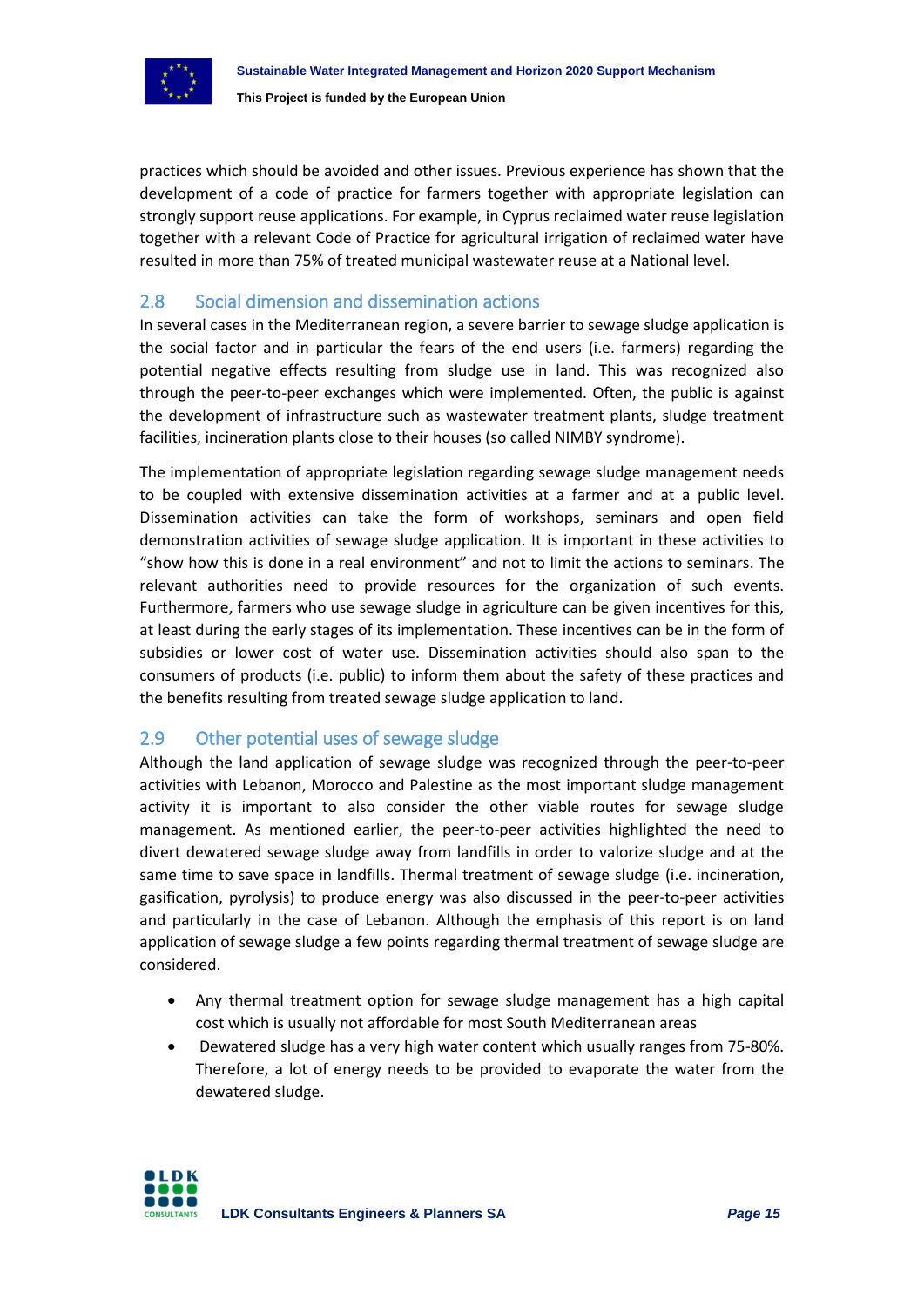practices which should be avoided and other issues. Previous experience has shown that the development of a code of practice for farmers together with appropriate legislation can strongly support reuse applications. For example, in Cyprus reclaimed water reuse legislation together with a relevant Code of Practice for agricultural irrigation of reclaimed water have resulted in more than 75% of treated municipal wastewater reuse at a National level.

## 2.8 Social dimension and dissemination actions

In several cases in the Mediterranean region, a severe barrier to sewage sludge application is the social factor and in particular the fears of the end users (i.e. farmers) regarding the potential negative effects resulting from sludge use in land. This was recognized also through the peer-to-peer exchanges which were implemented. Often, the public is against the development of infrastructure such as wastewater treatment plants, sludge treatment facilities, incineration plants close to their houses (so called NIMBY syndrome).

The implementation of appropriate legislation regarding sewage sludge management needs to be coupled with extensive dissemination activities at a farmer and at a public level. Dissemination activities can take the form of workshops, seminars and open field demonstration activities of sewage sludge application. It is important in these activities to "show how this is done in a real environment" and not to limit the actions to seminars. The relevant authorities need to provide resources for the organization of such events. Furthermore, farmers who use sewage sludge in agriculture can be given incentives for this, at least during the early stages of its implementation. These incentives can be in the form of subsidies or lower cost of water use. Dissemination activities should also span to the consumers of products (i.e. public) to inform them about the safety of these practices and the benefits resulting from treated sewage sludge application to land.

## 2.9 Other potential uses of sewage sludge

Although the land application of sewage sludge was recognized through the peer-to-peer activities with Lebanon, Morocco and Palestine as the most important sludge management activity it is important to also consider the other viable routes for sewage sludge management. As mentioned earlier, the peer-to-peer activities highlighted the need to divert dewatered sewage sludge away from landfills in order to valorize sludge and at the same time to save space in landfills. Thermal treatment of sewage sludge (i.e. incineration, gasification, pyrolysis) to produce energy was also discussed in the peer-to-peer activities and particularly in the case of Lebanon. Although the emphasis of this report is on land application of sewage sludge a few points regarding thermal treatment of sewage sludge are considered.

- Any thermal treatment option for sewage sludge management has a high capital cost which is usually not affordable for most South Mediterranean areas
- Dewatered sludge has a very high water content which usually ranges from 75-80%. Therefore, a lot of energy needs to be provided to evaporate the water from the dewatered sludge.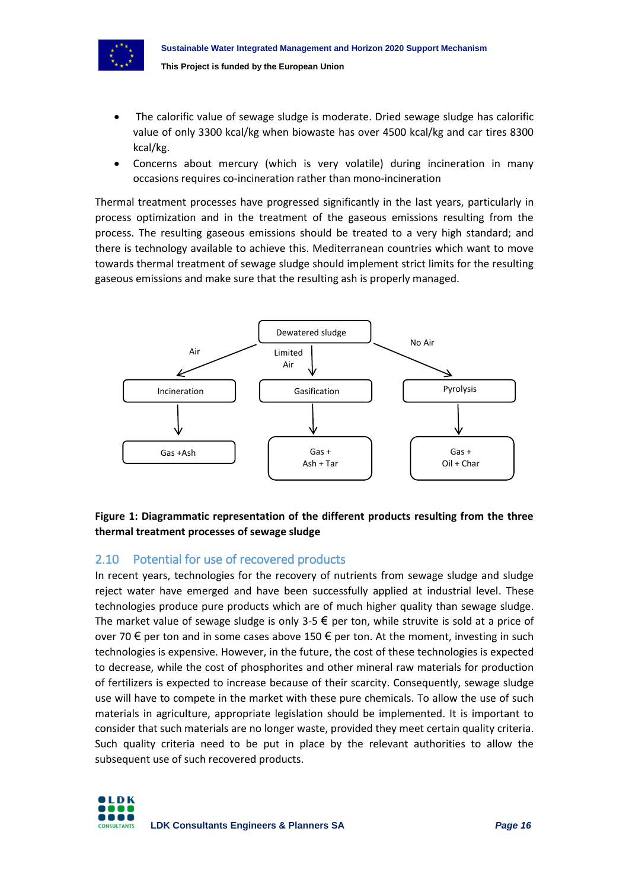- The calorific value of sewage sludge is moderate. Dried sewage sludge has calorific value of only 3300 kcal/kg when biowaste has over 4500 kcal/kg and car tires 8300 kcal/kg.
- Concerns about mercury (which is very volatile) during incineration in many occasions requires co-incineration rather than mono-incineration

Thermal treatment processes have progressed significantly in the last years, particularly in process optimization and in the treatment of the gaseous emissions resulting from the process. The resulting gaseous emissions should be treated to a very high standard; and there is technology available to achieve this. Mediterranean countries which want to move towards thermal treatment of sewage sludge should implement strict limits for the resulting gaseous emissions and make sure that the resulting ash is properly managed.

Dewatered sludge

Air

Limited Air

No Air

Incineration

Gasification

Pyrolysis

Gas +Ash

Gas + Ash + Tar

Gas + Oil + Char

**Figure 1: Diagrammatic representation of the different products resulting from the three thermal treatment processes of sewage sludge**

## 2.10 Potential for use of recovered products

In recent years, technologies for the recovery of nutrients from sewage sludge and sludge reject water have emerged and have been successfully applied at industrial level. These technologies produce pure products which are of much higher quality than sewage sludge. The market value of sewage sludge is only 3-5 € per ton, while struvite is sold at a price of over 70 € per ton and in some cases above 150 € per ton. At the moment, investing in such technologies is expensive. However, in the future, the cost of these technologies is expected to decrease, while the cost of phosphorites and other mineral raw materials for production of fertilizers is expected to increase because of their scarcity. Consequently, sewage sludge use will have to compete in the market with these pure chemicals. To allow the use of such materials in agriculture, appropriate legislation should be implemented. It is important to consider that such materials are no longer waste, provided they meet certain quality criteria. Such quality criteria need to be put in place by the relevant authorities to allow the subsequent use of such recovered products.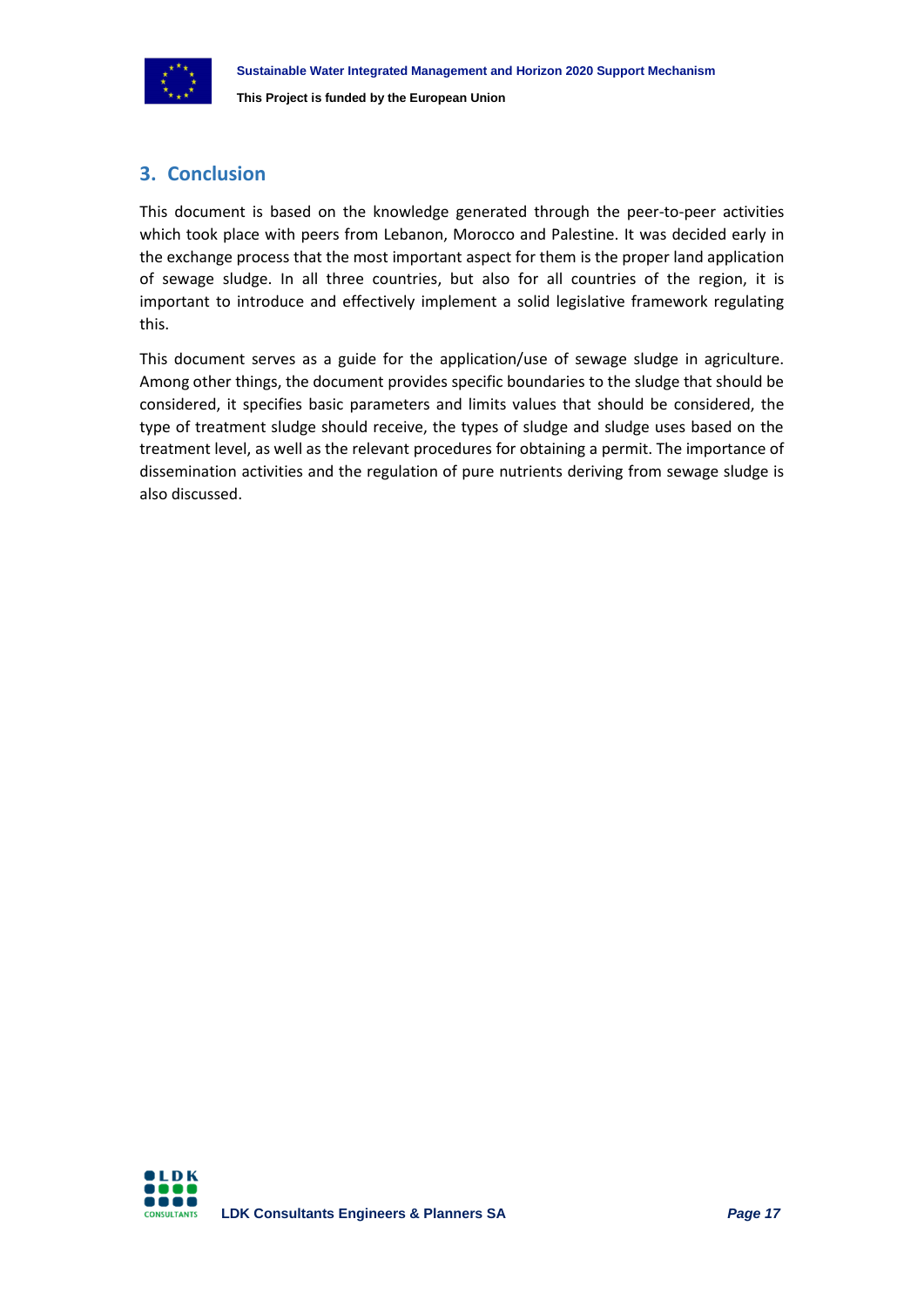## 3. Conclusion

This document is based on the knowledge generated through the peer-to-peer activities which took place with peers from Lebanon, Morocco and Palestine. It was decided early in the exchange process that the most important aspect for them is the proper land application of sewage sludge. In all three countries, but also for all countries of the region, it is important to introduce and effectively implement a solid legislative framework regulating this.

This document serves as a guide for the application/use of sewage sludge in agriculture. Among other things, the document provides specific boundaries to the sludge that should be considered, it specifies basic parameters and limits values that should be considered, the type of treatment sludge should receive, the types of sludge and sludge uses based on the treatment level, as well as the relevant procedures for obtaining a permit. The importance of dissemination activities and the regulation of pure nutrients deriving from sewage sludge is also discussed.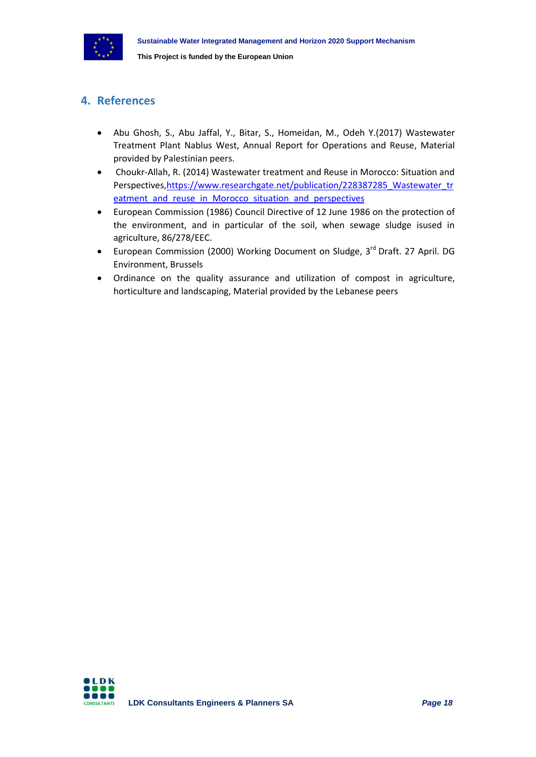## 4. References

- Abu Ghosh, S., Abu Jaffal, Y., Bitar, S., Homeidan, M., Odeh Y.(2017) Wastewater Treatment Plant Nablus West, Annual Report for Operations and Reuse, Material provided by Palestinian peers.
- Choukr-Allah, R. (2014) Wastewater treatment and Reuse in Morocco: Situation and Perspectives,https://www.researchgate.net/publication/228387285_Wastewater_treatment_and_reuse_in_Morocco_situation_and_perspectives
- European Commission (1986) Council Directive of 12 June 1986 on the protection of the environment, and in particular of the soil, when sewage sludge isused in agriculture, 86/278/EEC.
- European Commission (2000) Working Document on Sludge, 3rd Draft. 27 April. DG Environment, Brussels
- Ordinance on the quality assurance and utilization of compost in agriculture, horticulture and landscaping, Material provided by the Lebanese peers